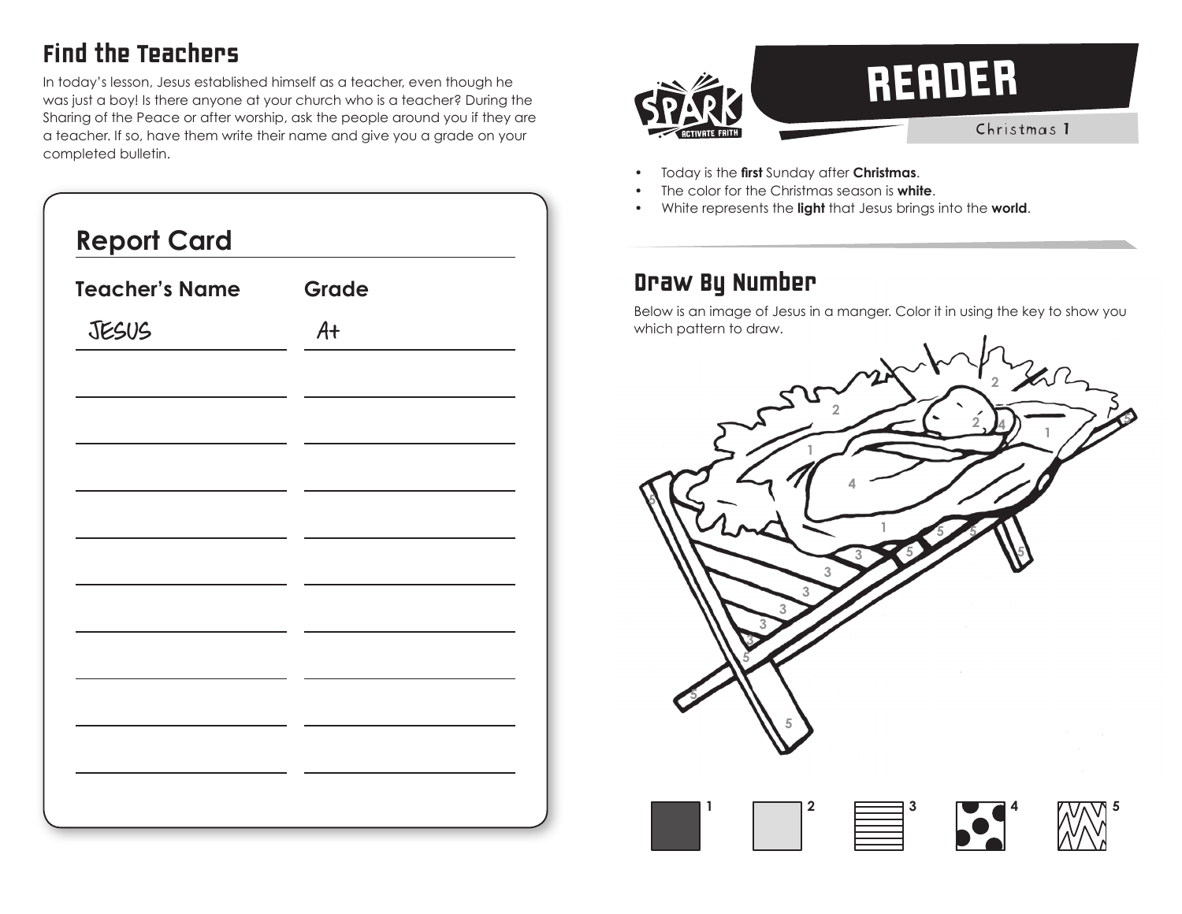## Find the Teachers

In today's lesson, Jesus established himself as a teacher, even though he was just a boy! Is there anyone at your church who is a teacher? During the Sharing of the Peace or after worship, ask the people around you if they are a teacher. If so, have them write their name and give you a grade on your completed bulletin.

### Report Card

| Teacher's Name | Grade |
| --- | --- |
| JESUS | A+ |
| | |
| | |
| | |
| | |
| | |
| | |
| | |
| | |
| | |

# READER

Christmas 1

- Today is the **first** Sunday after **Christmas**.
- The color for the Christmas season is **white**.
- White represents the **light** that Jesus brings into the **world**.

## Draw By Number

Below is an image of Jesus in a manger. Color it in using the key to show you which pattern to draw.

1 2 3 4 5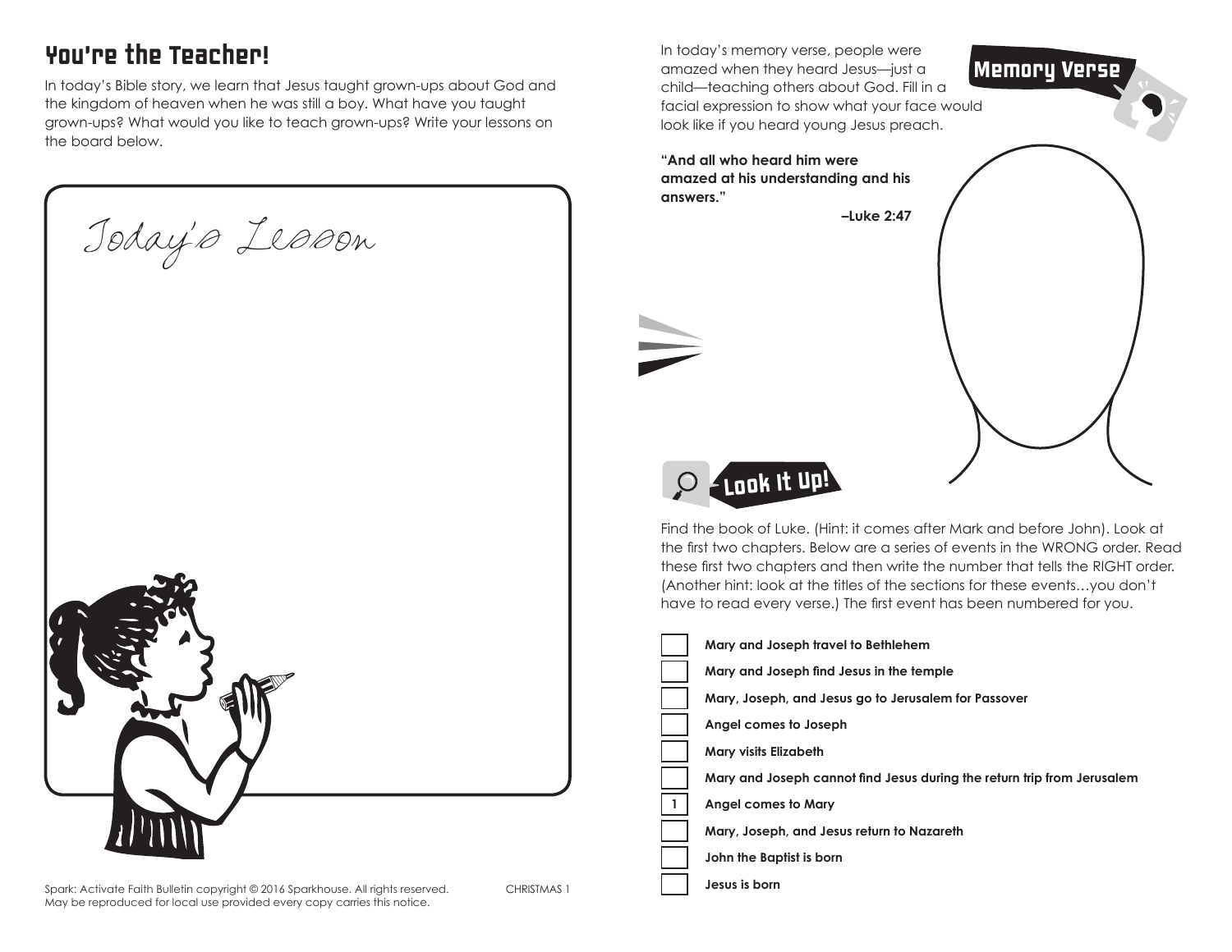## You're the Teacher!

In today's Bible story, we learn that Jesus taught grown-ups about God and the kingdom of heaven when he was still a boy. What have you taught grown-ups? What would you like to teach grown-ups? Write your lessons on the board below.

Today's Lesson

Spark: Activate Faith Bulletin copyright © 2016 Sparkhouse. All rights reserved. May be reproduced for local use provided every copy carries this notice.

CHRISTMAS 1

## Memory Verse

In today's memory verse, people were amazed when they heard Jesus—just a child—teaching others about God. Fill in a facial expression to show what your face would look like if you heard young Jesus preach.

**"And all who heard him were amazed at his understanding and his answers."**

**–Luke 2:47**

## Look It Up!

Find the book of Luke. (Hint: it comes after Mark and before John). Look at the first two chapters. Below are a series of events in the WRONG order. Read these first two chapters and then write the number that tells the RIGHT order. (Another hint: look at the titles of the sections for these events…you don't have to read every verse.) The first event has been numbered for you.

| | |
|---|---|
| | **Mary and Joseph travel to Bethlehem** |
| | **Mary and Joseph find Jesus in the temple** |
| | **Mary, Joseph, and Jesus go to Jerusalem for Passover** |
| | **Angel comes to Joseph** |
| | **Mary visits Elizabeth** |
| | **Mary and Joseph cannot find Jesus during the return trip from Jerusalem** |
| 1 | **Angel comes to Mary** |
| | **Mary, Joseph, and Jesus return to Nazareth** |
| | **John the Baptist is born** |
| | **Jesus is born** |